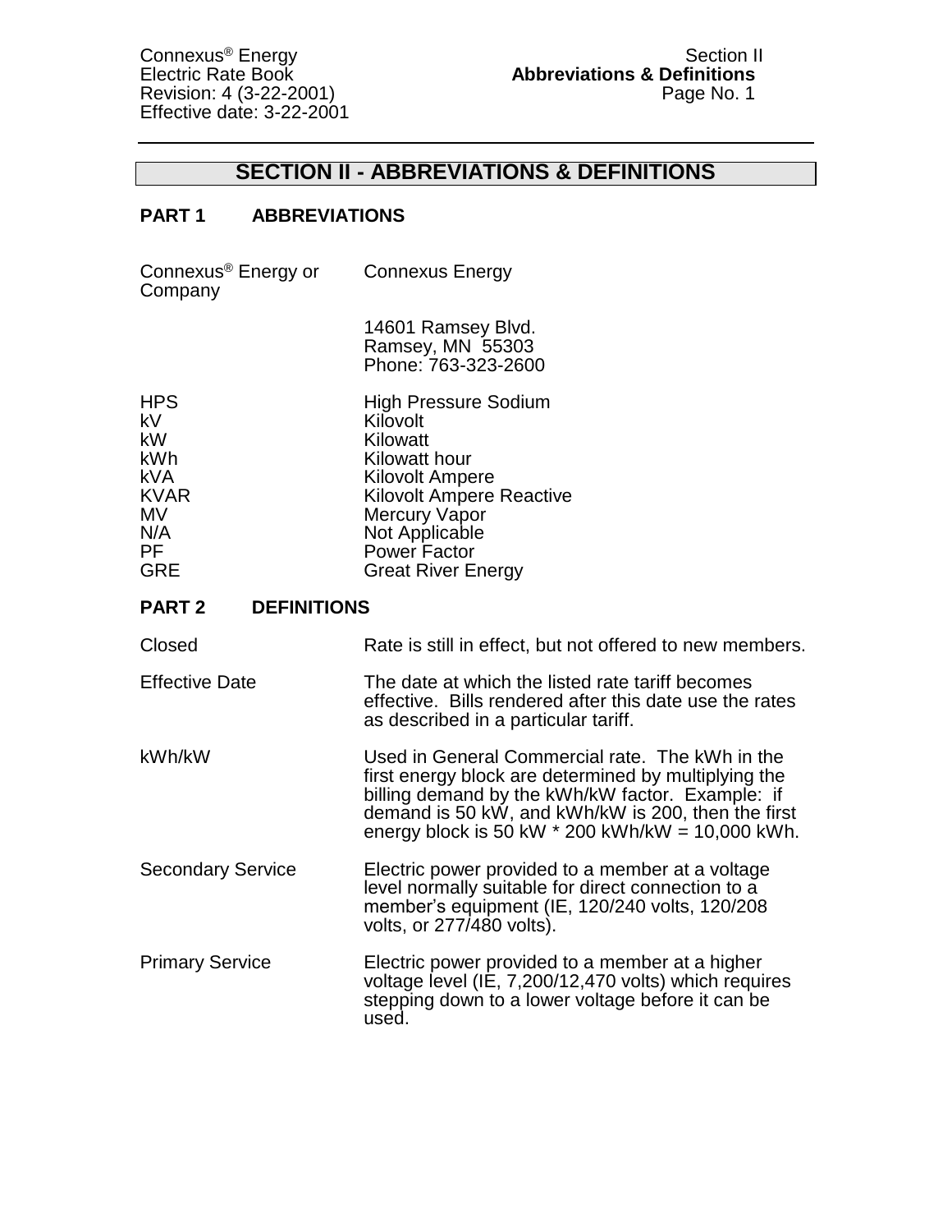# SECTION II - ABBREVIATIONS & DEFINITIONS

## PART 1 ABBREVIATIONS

| | |
|---|---|
| Connexus® Energy or Company | Connexus Energy<br><br>14601 Ramsey Blvd.<br>Ramsey, MN 55303<br>Phone: 763-323-2600 |
| HPS | High Pressure Sodium |
| kV | Kilovolt |
| kW | Kilowatt |
| kWh | Kilowatt hour |
| kVA | Kilovolt Ampere |
| KVAR | Kilovolt Ampere Reactive |
| MV | Mercury Vapor |
| N/A | Not Applicable |
| PF | Power Factor |
| GRE | Great River Energy |

## PART 2 DEFINITIONS

| | |
|---|---|
| Closed | Rate is still in effect, but not offered to new members. |
| Effective Date | The date at which the listed rate tariff becomes effective. Bills rendered after this date use the rates as described in a particular tariff. |
| kWh/kW | Used in General Commercial rate. The kWh in the first energy block are determined by multiplying the billing demand by the kWh/kW factor. Example: if demand is 50 kW, and kWh/kW is 200, then the first energy block is 50 kW * 200 kWh/kW = 10,000 kWh. |
| Secondary Service | Electric power provided to a member at a voltage level normally suitable for direct connection to a member's equipment (IE, 120/240 volts, 120/208 volts, or 277/480 volts). |
| Primary Service | Electric power provided to a member at a higher voltage level (IE, 7,200/12,470 volts) which requires stepping down to a lower voltage before it can be used. |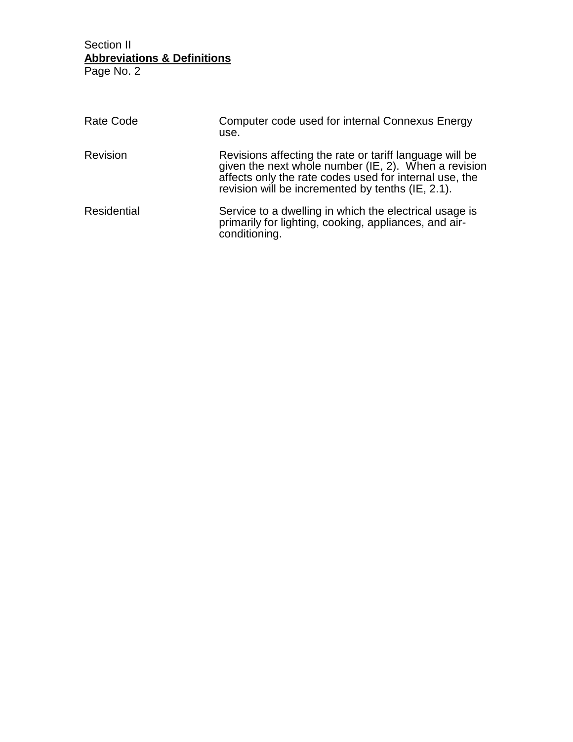Section II
**Abbreviations & Definitions**
Page No. 2

| | |
|---|---|
| Rate Code | Computer code used for internal Connexus Energy use. |
| Revision | Revisions affecting the rate or tariff language will be given the next whole number (IE, 2). When a revision affects only the rate codes used for internal use, the revision will be incremented by tenths (IE, 2.1). |
| Residential | Service to a dwelling in which the electrical usage is primarily for lighting, cooking, appliances, and air-conditioning. |